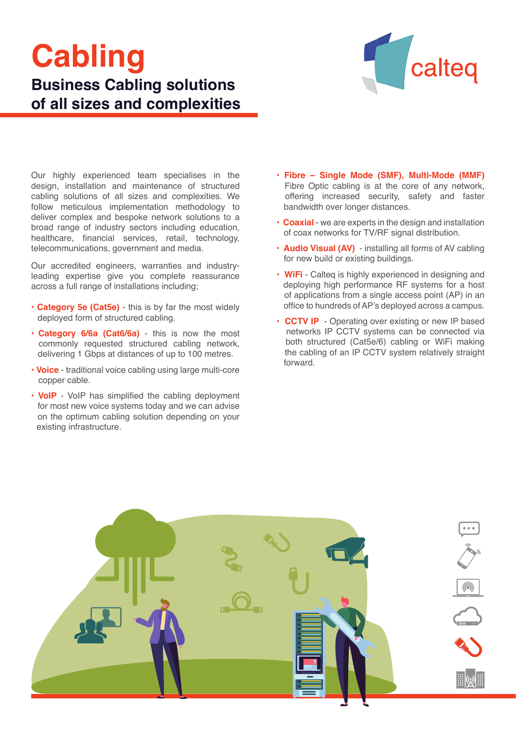# Cabling

## Business Cabling solutions of all sizes and complexities

calteq

Our highly experienced team specialises in the design, installation and maintenance of structured cabling solutions of all sizes and complexities. We follow meticulous implementation methodology to deliver complex and bespoke network solutions to a broad range of industry sectors including education, healthcare, financial services, retail, technology, telecommunications, government and media.

Our accredited engineers, warranties and industry-leading expertise give you complete reassurance across a full range of installations including;

- **Category 5e (Cat5e)** - this is by far the most widely deployed form of structured cabling.
- **Category 6/6a (Cat6/6a)** - this is now the most commonly requested structured cabling network, delivering 1 Gbps at distances of up to 100 metres.
- **Voice** - traditional voice cabling using large multi-core copper cable.
- **VoIP** - VoIP has simplified the cabling deployment for most new voice systems today and we can advise on the optimum cabling solution depending on your existing infrastructure.
- **Fibre – Single Mode (SMF), Multi-Mode (MMF)** Fibre Optic cabling is at the core of any network, offering increased security, safety and faster bandwidth over longer distances.
- **Coaxial** - we are experts in the design and installation of coax networks for TV/RF signal distribution.
- **Audio Visual (AV)** - installing all forms of AV cabling for new build or existing buildings.
- **WiFi** - Calteq is highly experienced in designing and deploying high performance RF systems for a host of applications from a single access point (AP) in an office to hundreds of AP's deployed across a campus.
- **CCTV IP** - Operating over existing or new IP based networks IP CCTV systems can be connected via both structured (Cat5e/6) cabling or WiFi making the cabling of an IP CCTV system relatively straight forward.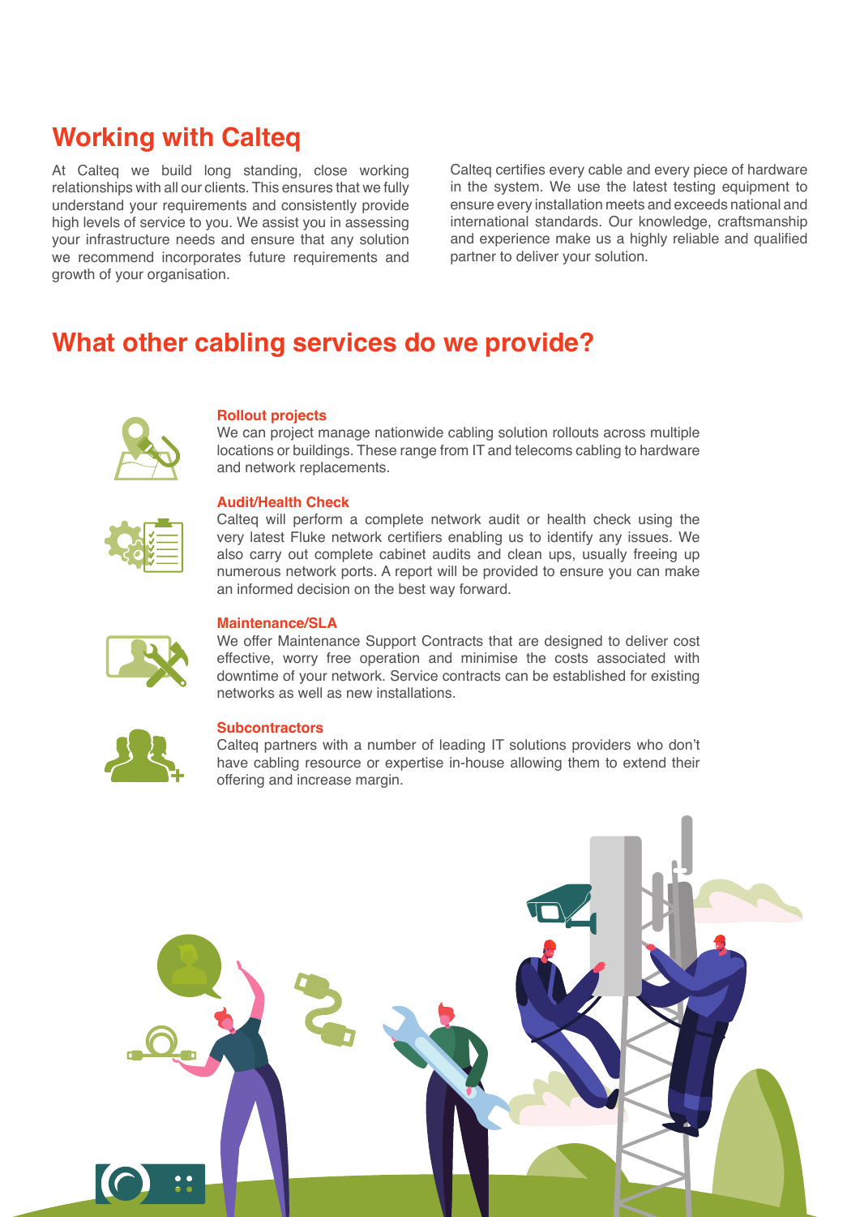## Working with Calteq

At Calteq we build long standing, close working relationships with all our clients. This ensures that we fully understand your requirements and consistently provide high levels of service to you. We assist you in assessing your infrastructure needs and ensure that any solution we recommend incorporates future requirements and growth of your organisation.

Calteq certifies every cable and every piece of hardware in the system. We use the latest testing equipment to ensure every installation meets and exceeds national and international standards. Our knowledge, craftsmanship and experience make us a highly reliable and qualified partner to deliver your solution.

## What other cabling services do we provide?

### Rollout projects

We can project manage nationwide cabling solution rollouts across multiple locations or buildings. These range from IT and telecoms cabling to hardware and network replacements.

### Audit/Health Check

Calteq will perform a complete network audit or health check using the very latest Fluke network certifiers enabling us to identify any issues. We also carry out complete cabinet audits and clean ups, usually freeing up numerous network ports. A report will be provided to ensure you can make an informed decision on the best way forward.

### Maintenance/SLA

We offer Maintenance Support Contracts that are designed to deliver cost effective, worry free operation and minimise the costs associated with downtime of your network. Service contracts can be established for existing networks as well as new installations.

### Subcontractors

Calteq partners with a number of leading IT solutions providers who don't have cabling resource or expertise in-house allowing them to extend their offering and increase margin.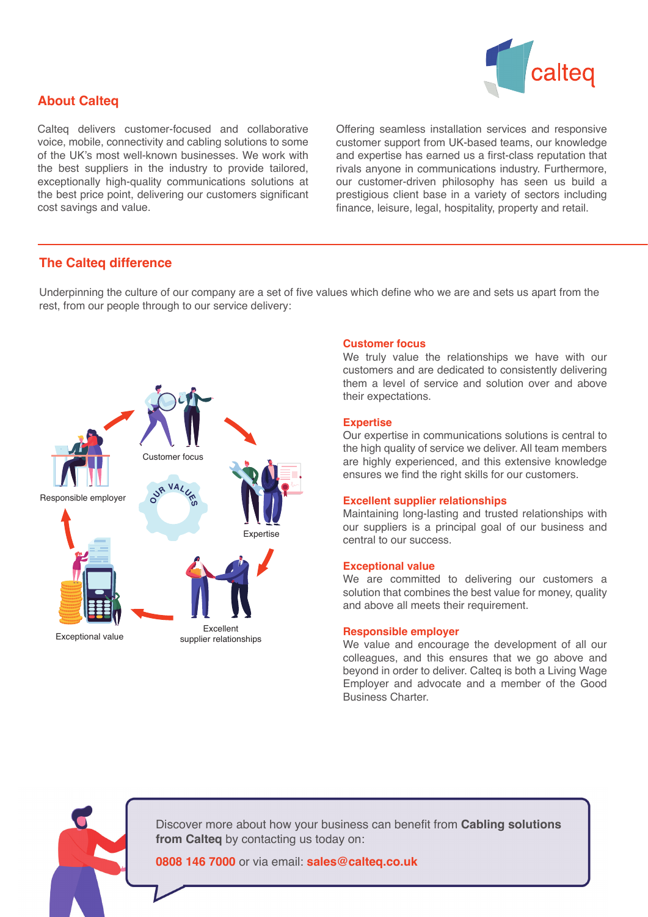calteq

## About Calteq

Calteq delivers customer-focused and collaborative voice, mobile, connectivity and cabling solutions to some of the UK's most well-known businesses. We work with the best suppliers in the industry to provide tailored, exceptionally high-quality communications solutions at the best price point, delivering our customers significant cost savings and value.

Offering seamless installation services and responsive customer support from UK-based teams, our knowledge and expertise has earned us a first-class reputation that rivals anyone in communications industry. Furthermore, our customer-driven philosophy has seen us build a prestigious client base in a variety of sectors including finance, leisure, legal, hospitality, property and retail.

## The Calteq difference

Underpinning the culture of our company are a set of five values which define who we are and sets us apart from the rest, from our people through to our service delivery:

OUR VALUES

Customer focus

Expertise

Excellent supplier relationships

Exceptional value

Responsible employer

### Customer focus

We truly value the relationships we have with our customers and are dedicated to consistently delivering them a level of service and solution over and above their expectations.

### Expertise

Our expertise in communications solutions is central to the high quality of service we deliver. All team members are highly experienced, and this extensive knowledge ensures we find the right skills for our customers.

### Excellent supplier relationships

Maintaining long-lasting and trusted relationships with our suppliers is a principal goal of our business and central to our success.

### Exceptional value

We are committed to delivering our customers a solution that combines the best value for money, quality and above all meets their requirement.

### Responsible employer

We value and encourage the development of all our colleagues, and this ensures that we go above and beyond in order to deliver. Calteq is both a Living Wage Employer and advocate and a member of the Good Business Charter.

Discover more about how your business can benefit from **Cabling solutions from Calteq** by contacting us today on:

**0808 146 7000** or via email: **sales@calteq.co.uk**